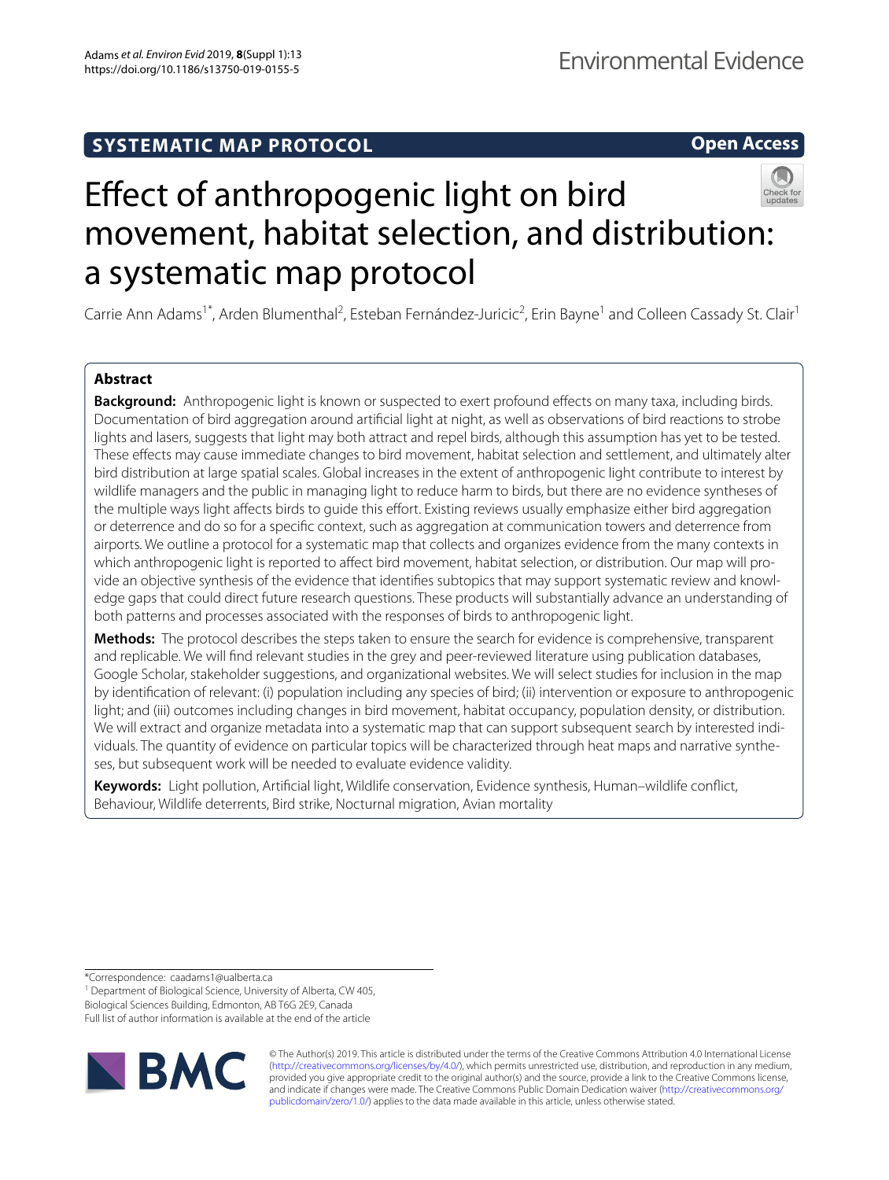SYSTEMATIC MAP PROTOCOL

Open Access

# Effect of anthropogenic light on bird movement, habitat selection, and distribution: a systematic map protocol

Carrie Ann Adams[1*], Arden Blumenthal[2], Esteban Fernández‑Juricic[2], Erin Bayne[1] and Colleen Cassady St. Clair[1]

## Abstract

**Background:** Anthropogenic light is known or suspected to exert profound effects on many taxa, including birds. Documentation of bird aggregation around artificial light at night, as well as observations of bird reactions to strobe lights and lasers, suggests that light may both attract and repel birds, although this assumption has yet to be tested. These effects may cause immediate changes to bird movement, habitat selection and settlement, and ultimately alter bird distribution at large spatial scales. Global increases in the extent of anthropogenic light contribute to interest by wildlife managers and the public in managing light to reduce harm to birds, but there are no evidence syntheses of the multiple ways light affects birds to guide this effort. Existing reviews usually emphasize either bird aggregation or deterrence and do so for a specific context, such as aggregation at communication towers and deterrence from airports. We outline a protocol for a systematic map that collects and organizes evidence from the many contexts in which anthropogenic light is reported to affect bird movement, habitat selection, or distribution. Our map will provide an objective synthesis of the evidence that identifies subtopics that may support systematic review and knowledge gaps that could direct future research questions. These products will substantially advance an understanding of both patterns and processes associated with the responses of birds to anthropogenic light.

**Methods:** The protocol describes the steps taken to ensure the search for evidence is comprehensive, transparent and replicable. We will find relevant studies in the grey and peer-reviewed literature using publication databases, Google Scholar, stakeholder suggestions, and organizational websites. We will select studies for inclusion in the map by identification of relevant: (i) population including any species of bird; (ii) intervention or exposure to anthropogenic light; and (iii) outcomes including changes in bird movement, habitat occupancy, population density, or distribution. We will extract and organize metadata into a systematic map that can support subsequent search by interested individuals. The quantity of evidence on particular topics will be characterized through heat maps and narrative syntheses, but subsequent work will be needed to evaluate evidence validity.

**Keywords:** Light pollution, Artificial light, Wildlife conservation, Evidence synthesis, Human–wildlife conflict, Behaviour, Wildlife deterrents, Bird strike, Nocturnal migration, Avian mortality

*Correspondence: caadams1@ualberta.ca

[1] Department of Biological Science, University of Alberta, CW 405, Biological Sciences Building, Edmonton, AB T6G 2E9, Canada

Full list of author information is available at the end of the article

© The Author(s) 2019. This article is distributed under the terms of the Creative Commons Attribution 4.0 International License (http://creativecommons.org/licenses/by/4.0/), which permits unrestricted use, distribution, and reproduction in any medium, provided you give appropriate credit to the original author(s) and the source, provide a link to the Creative Commons license, and indicate if changes were made. The Creative Commons Public Domain Dedication waiver (http://creativecommons.org/publicdomain/zero/1.0/) applies to the data made available in this article, unless otherwise stated.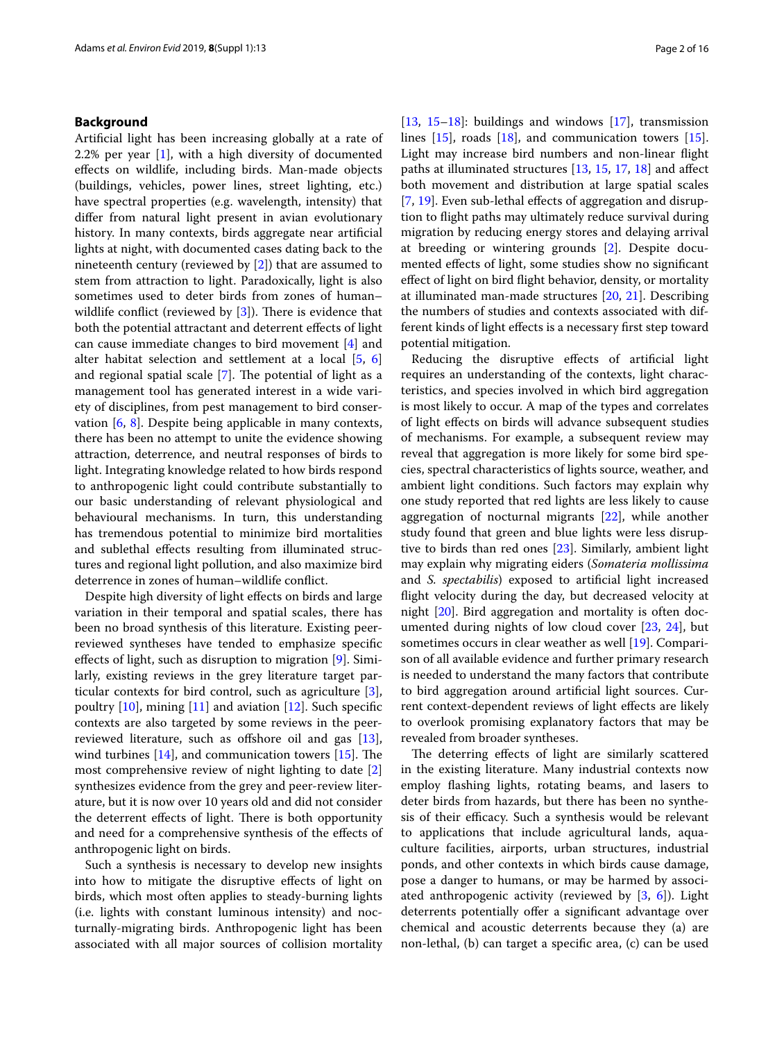## Background

Artificial light has been increasing globally at a rate of 2.2% per year [1], with a high diversity of documented effects on wildlife, including birds. Man-made objects (buildings, vehicles, power lines, street lighting, etc.) have spectral properties (e.g. wavelength, intensity) that differ from natural light present in avian evolutionary history. In many contexts, birds aggregate near artificial lights at night, with documented cases dating back to the nineteenth century (reviewed by [2]) that are assumed to stem from attraction to light. Paradoxically, light is also sometimes used to deter birds from zones of human–wildlife conflict (reviewed by [3]). There is evidence that both the potential attractant and deterrent effects of light can cause immediate changes to bird movement [4] and alter habitat selection and settlement at a local [5, 6] and regional spatial scale [7]. The potential of light as a management tool has generated interest in a wide variety of disciplines, from pest management to bird conservation [6, 8]. Despite being applicable in many contexts, there has been no attempt to unite the evidence showing attraction, deterrence, and neutral responses of birds to light. Integrating knowledge related to how birds respond to anthropogenic light could contribute substantially to our basic understanding of relevant physiological and behavioural mechanisms. In turn, this understanding has tremendous potential to minimize bird mortalities and sublethal effects resulting from illuminated structures and regional light pollution, and also maximize bird deterrence in zones of human–wildlife conflict.

Despite high diversity of light effects on birds and large variation in their temporal and spatial scales, there has been no broad synthesis of this literature. Existing peer-reviewed syntheses have tended to emphasize specific effects of light, such as disruption to migration [9]. Similarly, existing reviews in the grey literature target particular contexts for bird control, such as agriculture [3], poultry [10], mining [11] and aviation [12]. Such specific contexts are also targeted by some reviews in the peer-reviewed literature, such as offshore oil and gas [13], wind turbines [14], and communication towers [15]. The most comprehensive review of night lighting to date [2] synthesizes evidence from the grey and peer-review literature, but it is now over 10 years old and did not consider the deterrent effects of light. There is both opportunity and need for a comprehensive synthesis of the effects of anthropogenic light on birds.

Such a synthesis is necessary to develop new insights into how to mitigate the disruptive effects of light on birds, which most often applies to steady-burning lights (i.e. lights with constant luminous intensity) and nocturnally-migrating birds. Anthropogenic light has been associated with all major sources of collision mortality [13, 15–18]: buildings and windows [17], transmission lines [15], roads [18], and communication towers [15]. Light may increase bird numbers and non-linear flight paths at illuminated structures [13, 15, 17, 18] and affect both movement and distribution at large spatial scales [7, 19]. Even sub-lethal effects of aggregation and disruption to flight paths may ultimately reduce survival during migration by reducing energy stores and delaying arrival at breeding or wintering grounds [2]. Despite documented effects of light, some studies show no significant effect of light on bird flight behavior, density, or mortality at illuminated man-made structures [20, 21]. Describing the numbers of studies and contexts associated with different kinds of light effects is a necessary first step toward potential mitigation.

Reducing the disruptive effects of artificial light requires an understanding of the contexts, light characteristics, and species involved in which bird aggregation is most likely to occur. A map of the types and correlates of light effects on birds will advance subsequent studies of mechanisms. For example, a subsequent review may reveal that aggregation is more likely for some bird species, spectral characteristics of lights source, weather, and ambient light conditions. Such factors may explain why one study reported that red lights are less likely to cause aggregation of nocturnal migrants [22], while another study found that green and blue lights were less disruptive to birds than red ones [23]. Similarly, ambient light may explain why migrating eiders (*Somateria mollissima* and *S. spectabilis*) exposed to artificial light increased flight velocity during the day, but decreased velocity at night [20]. Bird aggregation and mortality is often documented during nights of low cloud cover [23, 24], but sometimes occurs in clear weather as well [19]. Comparison of all available evidence and further primary research is needed to understand the many factors that contribute to bird aggregation around artificial light sources. Current context-dependent reviews of light effects are likely to overlook promising explanatory factors that may be revealed from broader syntheses.

The deterring effects of light are similarly scattered in the existing literature. Many industrial contexts now employ flashing lights, rotating beams, and lasers to deter birds from hazards, but there has been no synthesis of their efficacy. Such a synthesis would be relevant to applications that include agricultural lands, aquaculture facilities, airports, urban structures, industrial ponds, and other contexts in which birds cause damage, pose a danger to humans, or may be harmed by associated anthropogenic activity (reviewed by [3, 6]). Light deterrents potentially offer a significant advantage over chemical and acoustic deterrents because they (a) are non-lethal, (b) can target a specific area, (c) can be used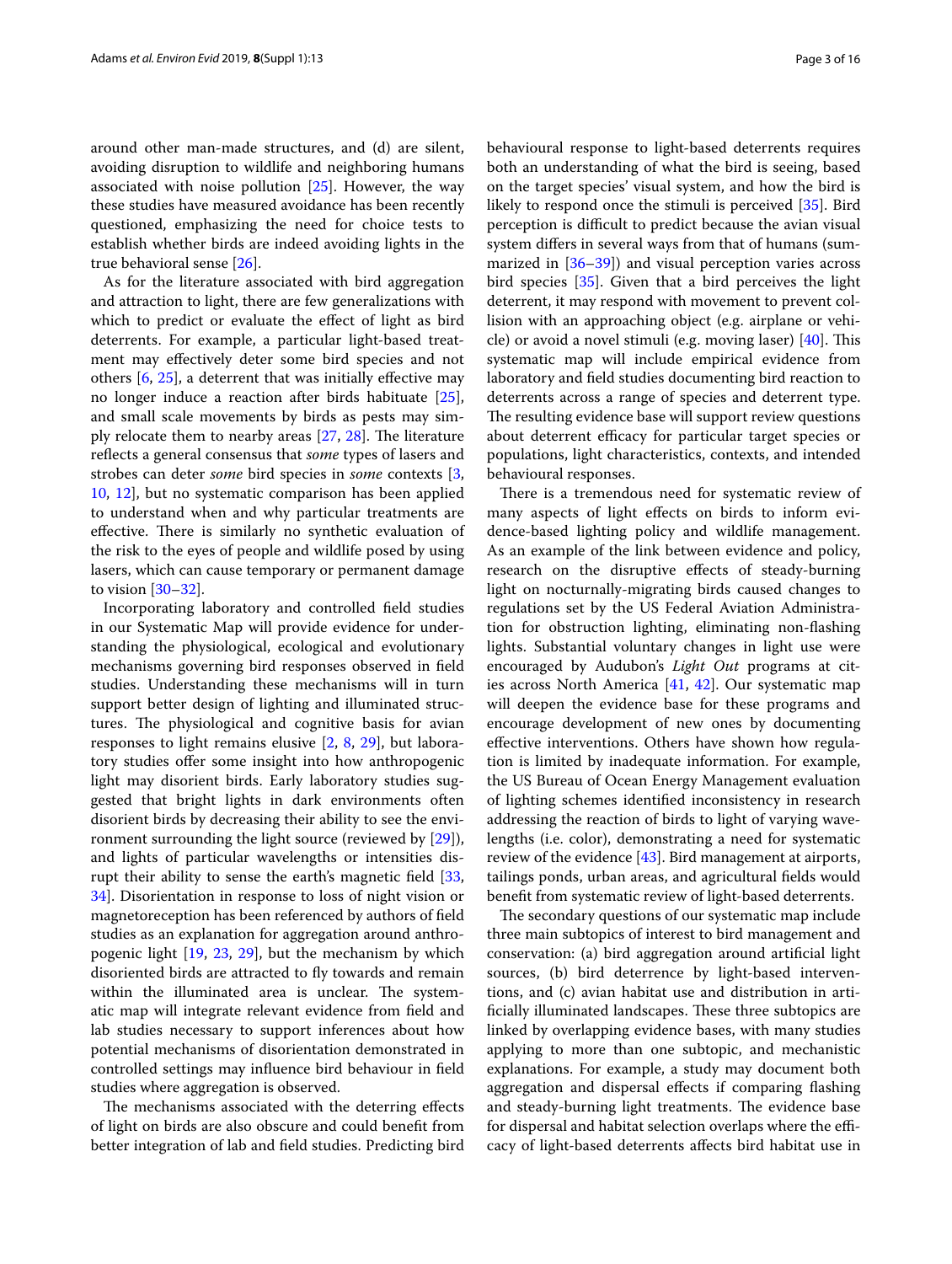around other man-made structures, and (d) are silent, avoiding disruption to wildlife and neighboring humans associated with noise pollution [25]. However, the way these studies have measured avoidance has been recently questioned, emphasizing the need for choice tests to establish whether birds are indeed avoiding lights in the true behavioral sense [26].

As for the literature associated with bird aggregation and attraction to light, there are few generalizations with which to predict or evaluate the effect of light as bird deterrents. For example, a particular light-based treatment may effectively deter some bird species and not others [6, 25], a deterrent that was initially effective may no longer induce a reaction after birds habituate [25], and small scale movements by birds as pests may simply relocate them to nearby areas [27, 28]. The literature reflects a general consensus that *some* types of lasers and strobes can deter *some* bird species in *some* contexts [3, 10, 12], but no systematic comparison has been applied to understand when and why particular treatments are effective. There is similarly no synthetic evaluation of the risk to the eyes of people and wildlife posed by using lasers, which can cause temporary or permanent damage to vision [30–32].

Incorporating laboratory and controlled field studies in our Systematic Map will provide evidence for understanding the physiological, ecological and evolutionary mechanisms governing bird responses observed in field studies. Understanding these mechanisms will in turn support better design of lighting and illuminated structures. The physiological and cognitive basis for avian responses to light remains elusive [2, 8, 29], but laboratory studies offer some insight into how anthropogenic light may disorient birds. Early laboratory studies suggested that bright lights in dark environments often disorient birds by decreasing their ability to see the environment surrounding the light source (reviewed by [29]), and lights of particular wavelengths or intensities disrupt their ability to sense the earth's magnetic field [33, 34]. Disorientation in response to loss of night vision or magnetoreception has been referenced by authors of field studies as an explanation for aggregation around anthropogenic light [19, 23, 29], but the mechanism by which disoriented birds are attracted to fly towards and remain within the illuminated area is unclear. The systematic map will integrate relevant evidence from field and lab studies necessary to support inferences about how potential mechanisms of disorientation demonstrated in controlled settings may influence bird behaviour in field studies where aggregation is observed.

The mechanisms associated with the deterring effects of light on birds are also obscure and could benefit from better integration of lab and field studies. Predicting bird behavioural response to light-based deterrents requires both an understanding of what the bird is seeing, based on the target species' visual system, and how the bird is likely to respond once the stimuli is perceived [35]. Bird perception is difficult to predict because the avian visual system differs in several ways from that of humans (summarized in [36–39]) and visual perception varies across bird species [35]. Given that a bird perceives the light deterrent, it may respond with movement to prevent collision with an approaching object (e.g. airplane or vehicle) or avoid a novel stimuli (e.g. moving laser) [40]. This systematic map will include empirical evidence from laboratory and field studies documenting bird reaction to deterrents across a range of species and deterrent type. The resulting evidence base will support review questions about deterrent efficacy for particular target species or populations, light characteristics, contexts, and intended behavioural responses.

There is a tremendous need for systematic review of many aspects of light effects on birds to inform evidence-based lighting policy and wildlife management. As an example of the link between evidence and policy, research on the disruptive effects of steady-burning light on nocturnally-migrating birds caused changes to regulations set by the US Federal Aviation Administration for obstruction lighting, eliminating non-flashing lights. Substantial voluntary changes in light use were encouraged by Audubon's *Light Out* programs at cities across North America [41, 42]. Our systematic map will deepen the evidence base for these programs and encourage development of new ones by documenting effective interventions. Others have shown how regulation is limited by inadequate information. For example, the US Bureau of Ocean Energy Management evaluation of lighting schemes identified inconsistency in research addressing the reaction of birds to light of varying wavelengths (i.e. color), demonstrating a need for systematic review of the evidence [43]. Bird management at airports, tailings ponds, urban areas, and agricultural fields would benefit from systematic review of light-based deterrents.

The secondary questions of our systematic map include three main subtopics of interest to bird management and conservation: (a) bird aggregation around artificial light sources, (b) bird deterrence by light-based interventions, and (c) avian habitat use and distribution in artificially illuminated landscapes. These three subtopics are linked by overlapping evidence bases, with many studies applying to more than one subtopic, and mechanistic explanations. For example, a study may document both aggregation and dispersal effects if comparing flashing and steady-burning light treatments. The evidence base for dispersal and habitat selection overlaps where the efficacy of light-based deterrents affects bird habitat use in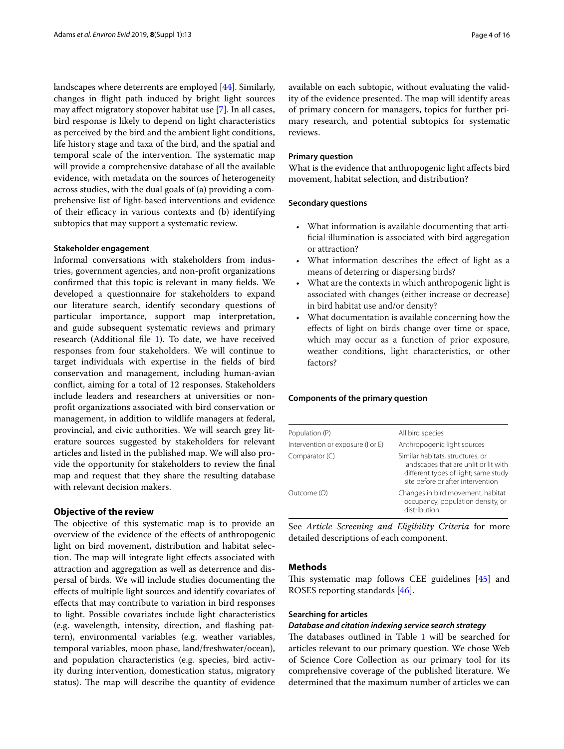landscapes where deterrents are employed [44]. Similarly, changes in flight path induced by bright light sources may affect migratory stopover habitat use [7]. In all cases, bird response is likely to depend on light characteristics as perceived by the bird and the ambient light conditions, life history stage and taxa of the bird, and the spatial and temporal scale of the intervention. The systematic map will provide a comprehensive database of all the available evidence, with metadata on the sources of heterogeneity across studies, with the dual goals of (a) providing a comprehensive list of light-based interventions and evidence of their efficacy in various contexts and (b) identifying subtopics that may support a systematic review.

#### Stakeholder engagement

Informal conversations with stakeholders from industries, government agencies, and non-profit organizations confirmed that this topic is relevant in many fields. We developed a questionnaire for stakeholders to expand our literature search, identify secondary questions of particular importance, support map interpretation, and guide subsequent systematic reviews and primary research (Additional file 1). To date, we have received responses from four stakeholders. We will continue to target individuals with expertise in the fields of bird conservation and management, including human-avian conflict, aiming for a total of 12 responses. Stakeholders include leaders and researchers at universities or non-profit organizations associated with bird conservation or management, in addition to wildlife managers at federal, provincial, and civic authorities. We will search grey literature sources suggested by stakeholders for relevant articles and listed in the published map. We will also provide the opportunity for stakeholders to review the final map and request that they share the resulting database with relevant decision makers.

## Objective of the review

The objective of this systematic map is to provide an overview of the evidence of the effects of anthropogenic light on bird movement, distribution and habitat selection. The map will integrate light effects associated with attraction and aggregation as well as deterrence and dispersal of birds. We will include studies documenting the effects of multiple light sources and identify covariates of effects that may contribute to variation in bird responses to light. Possible covariates include light characteristics (e.g. wavelength, intensity, direction, and flashing pattern), environmental variables (e.g. weather variables, temporal variables, moon phase, land/freshwater/ocean), and population characteristics (e.g. species, bird activity during intervention, domestication status, migratory status). The map will describe the quantity of evidence available on each subtopic, without evaluating the validity of the evidence presented. The map will identify areas of primary concern for managers, topics for further primary research, and potential subtopics for systematic reviews.

#### Primary question

What is the evidence that anthropogenic light affects bird movement, habitat selection, and distribution?

#### Secondary questions

- What information is available documenting that artificial illumination is associated with bird aggregation or attraction?
- What information describes the effect of light as a means of deterring or dispersing birds?
- What are the contexts in which anthropogenic light is associated with changes (either increase or decrease) in bird habitat use and/or density?
- What documentation is available concerning how the effects of light on birds change over time or space, which may occur as a function of prior exposure, weather conditions, light characteristics, or other factors?

#### Components of the primary question

| | |
|---|---|
| Population (P) | All bird species |
| Intervention or exposure (I or E) | Anthropogenic light sources |
| Comparator (C) | Similar habitats, structures, or landscapes that are unlit or lit with different types of light; same study site before or after intervention |
| Outcome (O) | Changes in bird movement, habitat occupancy, population density, or distribution |

See *Article Screening and Eligibility Criteria* for more detailed descriptions of each component.

## Methods

This systematic map follows CEE guidelines [45] and ROSES reporting standards [46].

#### Searching for articles

#### *Database and citation indexing service search strategy*

The databases outlined in Table 1 will be searched for articles relevant to our primary question. We chose Web of Science Core Collection as our primary tool for its comprehensive coverage of the published literature. We determined that the maximum number of articles we can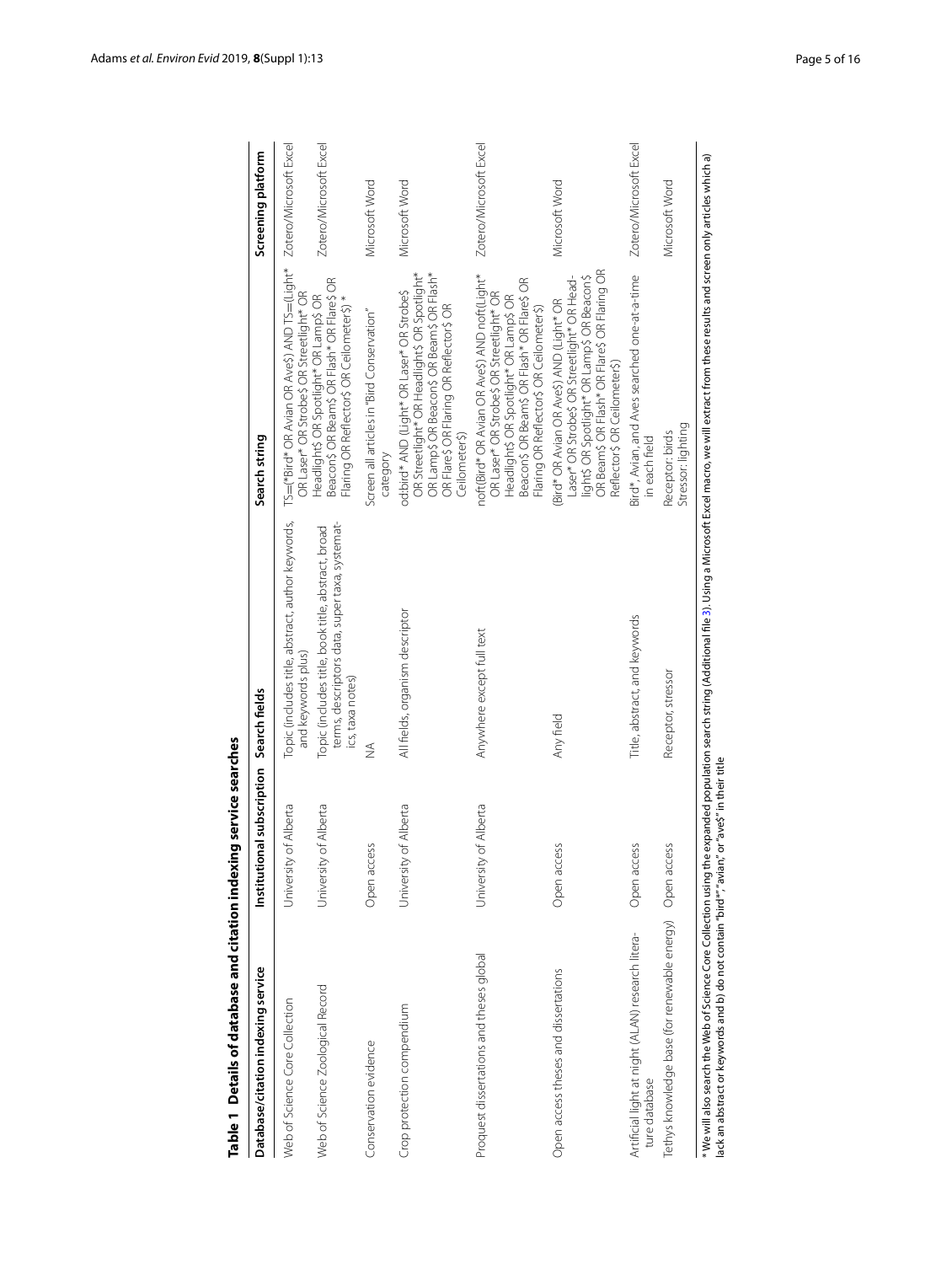**Table 1 Details of database and citation indexing service searches**

| Database/citation indexing service | Institutional subscription | Search fields | Search string | Screening platform |
|---|---|---|---|---|
| Web of Science Core Collection | University of Alberta | Topic (includes title, abstract, author keywords, and keywords plus) | TS=(*Bird* OR Avian OR Ave$) AND TS=(Light* OR Laser* OR Strobe$ OR Streetlight* OR Headlight$ OR Spotlight* OR Lamp$ OR Beacon$ OR Beam$ OR Flash* OR Flare$ OR Flaring OR Reflector$ OR Ceilometer$) * | Zotero/Microsoft Excel |
| Web of Science Zoological Record | University of Alberta | Topic (includes title, book title, abstract, broad terms, descriptors data, super taxa, systematics, taxa notes) | | Zotero/Microsoft Excel |
| Conservation evidence | Open access | NA | Screen all articles in "Bird Conservation" category | Microsoft Word |
| Crop protection compendium | University of Alberta | All fields, organism descriptor | od:bird* AND (Light* OR Laser* OR Strobe$ OR Streetlight* OR Headlight$ OR Spotlight* OR Lamp$ OR Beacon$ OR Beam$ OR Flash* OR Flare$ OR Flaring OR Reflector$ OR Ceilometer$) | Microsoft Word |
| Proquest dissertations and theses global | University of Alberta | Anywhere except full text | noft(Bird* OR Avian OR Ave$) AND noft(Light* OR Laser* OR Strobe$ OR Streetlight* OR Headlight$ OR Spotlight* OR Lamp$ OR Beacon$ OR Beam$ OR Flash* OR Flare$ OR Flaring OR Reflector$ OR Ceilometer$) | Zotero/Microsoft Excel |
| Open access theses and dissertations | Open access | Any field | (Bird* OR Avian OR Ave$) AND (Light* OR Laser* OR Strobe$ OR Streetlight* OR Headlight$ OR Spotlight* OR Lamp$ OR Beacon$ OR Beam$ OR Flash* OR Flare$ OR Flaring OR Reflector$ OR Ceilometer$) | Microsoft Word |
| Artificial light at night (ALAN) research literature database | Open access | Title, abstract, and keywords | Bird*, Avian, and Aves searched one-at-a-time in each field | Zotero/Microsoft Excel |
| Tethys knowledge base (for renewable energy) | Open access | Receptor, stressor | Receptor: birds<br>Stressor: lighting | Microsoft Word |

* We will also search the Web of Science Core Collection using the expanded population search string (Additional file 3). Using a Microsoft Excel macro, we will extract from these results and screen only articles which a) lack an abstract or keywords and b) do not contain "bird*", "avian", or "ave$" in their title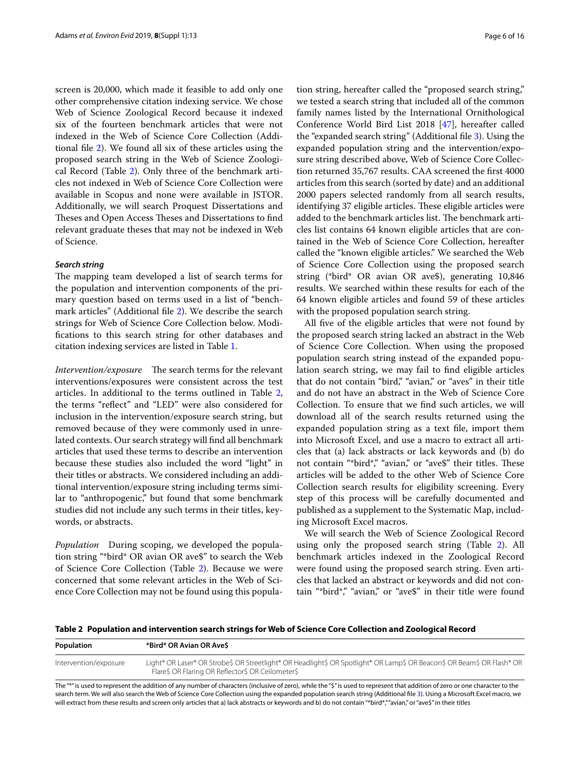screen is 20,000, which made it feasible to add only one other comprehensive citation indexing service. We chose Web of Science Zoological Record because it indexed six of the fourteen benchmark articles that were not indexed in the Web of Science Core Collection (Additional file 2). We found all six of these articles using the proposed search string in the Web of Science Zoological Record (Table 2). Only three of the benchmark articles not indexed in Web of Science Core Collection were available in Scopus and none were available in JSTOR. Additionally, we will search Proquest Dissertations and Theses and Open Access Theses and Dissertations to find relevant graduate theses that may not be indexed in Web of Science.

#### Search string

The mapping team developed a list of search terms for the population and intervention components of the primary question based on terms used in a list of "benchmark articles" (Additional file 2). We describe the search strings for Web of Science Core Collection below. Modifications to this search string for other databases and citation indexing services are listed in Table 1.

*Intervention/exposure* The search terms for the relevant interventions/exposures were consistent across the test articles. In additional to the terms outlined in Table 2, the terms "reflect" and "LED" were also considered for inclusion in the intervention/exposure search string, but removed because of they were commonly used in unrelated contexts. Our search strategy will find all benchmark articles that used these terms to describe an intervention because these studies also included the word "light" in their titles or abstracts. We considered including an additional intervention/exposure string including terms similar to "anthropogenic," but found that some benchmark studies did not include any such terms in their titles, keywords, or abstracts.

*Population* During scoping, we developed the population string "*bird* OR avian OR ave$" to search the Web of Science Core Collection (Table 2). Because we were concerned that some relevant articles in the Web of Science Core Collection may not be found using this population string, hereafter called the "proposed search string," we tested a search string that included all of the common family names listed by the International Ornithological Conference World Bird List 2018 [47], hereafter called the "expanded search string" (Additional file 3). Using the expanded population string and the intervention/exposure string described above, Web of Science Core Collection returned 35,767 results. CAA screened the first 4000 articles from this search (sorted by date) and an additional 2000 papers selected randomly from all search results, identifying 37 eligible articles. These eligible articles were added to the benchmark articles list. The benchmark articles list contains 64 known eligible articles that are contained in the Web of Science Core Collection, hereafter called the "known eligible articles." We searched the Web of Science Core Collection using the proposed search string (*bird* OR avian OR ave$), generating 10,846 results. We searched within these results for each of the 64 known eligible articles and found 59 of these articles with the proposed population search string.

All five of the eligible articles that were not found by the proposed search string lacked an abstract in the Web of Science Core Collection. When using the proposed population search string instead of the expanded population search string, we may fail to find eligible articles that do not contain "bird," "avian," or "aves" in their title and do not have an abstract in the Web of Science Core Collection. To ensure that we find such articles, we will download all of the search results returned using the expanded population string as a text file, import them into Microsoft Excel, and use a macro to extract all articles that (a) lack abstracts or lack keywords and (b) do not contain "*bird*," "avian," or "ave$" their titles. These articles will be added to the other Web of Science Core Collection search results for eligibility screening. Every step of this process will be carefully documented and published as a supplement to the Systematic Map, including Microsoft Excel macros.

We will search the Web of Science Zoological Record using only the proposed search string (Table 2). All benchmark articles indexed in the Zoological Record were found using the proposed search string. Even articles that lacked an abstract or keywords and did not contain "*bird*," "avian," or "ave$" in their title were found

**Table 2 Population and intervention search strings for Web of Science Core Collection and Zoological Record**

| Population | *Bird* OR Avian OR Ave$ |
|---|---|
| Intervention/exposure | Light* OR Laser* OR Strobe$ OR Streetlight* OR Headlight$ OR Spotlight* OR Lamp$ OR Beacon$ OR Beam$ OR Flash* OR Flare$ OR Flaring OR Reflector$ OR Ceilometer$ |

The "*" is used to represent the addition of any number of characters (inclusive of zero), while the "$" is used to represent that addition of zero or one character to the search term. We will also search the Web of Science Core Collection using the expanded population search string (Additional file 3). Using a Microsoft Excel macro, we will extract from these results and screen only articles that a) lack abstracts or keywords and b) do not contain "*bird*," "avian," or "ave$" in their titles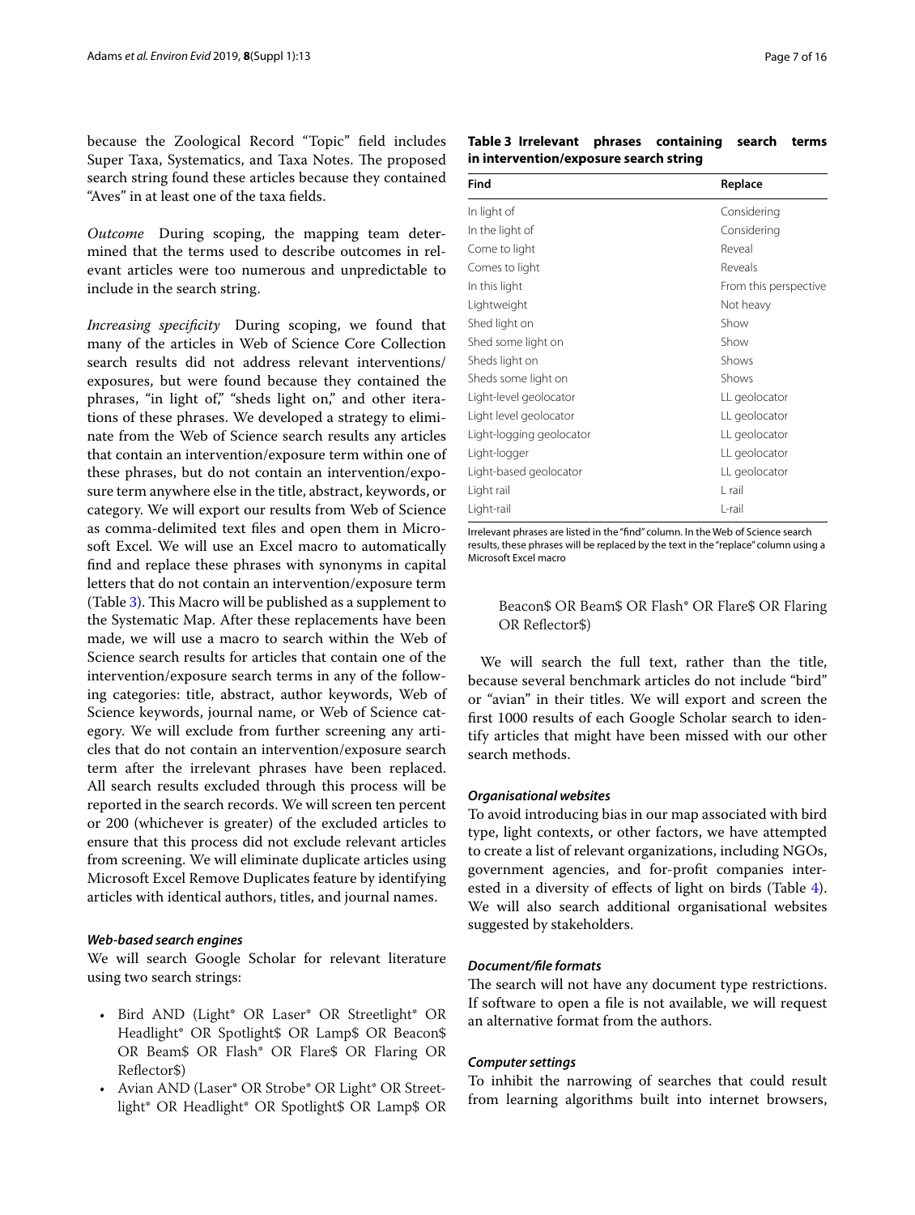because the Zoological Record "Topic" field includes Super Taxa, Systematics, and Taxa Notes. The proposed search string found these articles because they contained "Aves" in at least one of the taxa fields.

*Outcome* During scoping, the mapping team determined that the terms used to describe outcomes in relevant articles were too numerous and unpredictable to include in the search string.

*Increasing specificity* During scoping, we found that many of the articles in Web of Science Core Collection search results did not address relevant interventions/exposures, but were found because they contained the phrases, "in light of," "sheds light on," and other iterations of these phrases. We developed a strategy to eliminate from the Web of Science search results any articles that contain an intervention/exposure term within one of these phrases, but do not contain an intervention/exposure term anywhere else in the title, abstract, keywords, or category. We will export our results from Web of Science as comma-delimited text files and open them in Microsoft Excel. We will use an Excel macro to automatically find and replace these phrases with synonyms in capital letters that do not contain an intervention/exposure term (Table 3). This Macro will be published as a supplement to the Systematic Map. After these replacements have been made, we will use a macro to search within the Web of Science search results for articles that contain one of the intervention/exposure search terms in any of the following categories: title, abstract, author keywords, Web of Science keywords, journal name, or Web of Science category. We will exclude from further screening any articles that do not contain an intervention/exposure search term after the irrelevant phrases have been replaced. All search results excluded through this process will be reported in the search records. We will screen ten percent or 200 (whichever is greater) of the excluded articles to ensure that this process did not exclude relevant articles from screening. We will eliminate duplicate articles using Microsoft Excel Remove Duplicates feature by identifying articles with identical authors, titles, and journal names.

**Table 3 Irrelevant phrases containing search terms in intervention/exposure search string**

| Find | Replace |
|---|---|
| In light of | Considering |
| In the light of | Considering |
| Come to light | Reveal |
| Comes to light | Reveals |
| In this light | From this perspective |
| Lightweight | Not heavy |
| Shed light on | Show |
| Shed some light on | Show |
| Sheds light on | Shows |
| Sheds some light on | Shows |
| Light-level geolocator | LL geolocator |
| Light level geolocator | LL geolocator |
| Light-logging geolocator | LL geolocator |
| Light-logger | LL geolocator |
| Light-based geolocator | LL geolocator |
| Light rail | L rail |
| Light-rail | L-rail |

Irrelevant phrases are listed in the "find" column. In the Web of Science search results, these phrases will be replaced by the text in the "replace" column using a Microsoft Excel macro

#### Web-based search engines

We will search Google Scholar for relevant literature using two search strings:

- Bird AND (Light* OR Laser* OR Streetlight* OR Headlight* OR Spotlight$ OR Lamp$ OR Beacon$ OR Beam$ OR Flash* OR Flare$ OR Flaring OR Reflector$)
- Avian AND (Laser* OR Strobe* OR Light* OR Streetlight* OR Headlight* OR Spotlight$ OR Lamp$ OR Beacon$ OR Beam$ OR Flash* OR Flare$ OR Flaring OR Reflector$)

We will search the full text, rather than the title, because several benchmark articles do not include "bird" or "avian" in their titles. We will export and screen the first 1000 results of each Google Scholar search to identify articles that might have been missed with our other search methods.

#### Organisational websites

To avoid introducing bias in our map associated with bird type, light contexts, or other factors, we have attempted to create a list of relevant organizations, including NGOs, government agencies, and for-profit companies interested in a diversity of effects of light on birds (Table 4). We will also search additional organisational websites suggested by stakeholders.

#### Document/file formats

The search will not have any document type restrictions. If software to open a file is not available, we will request an alternative format from the authors.

#### Computer settings

To inhibit the narrowing of searches that could result from learning algorithms built into internet browsers,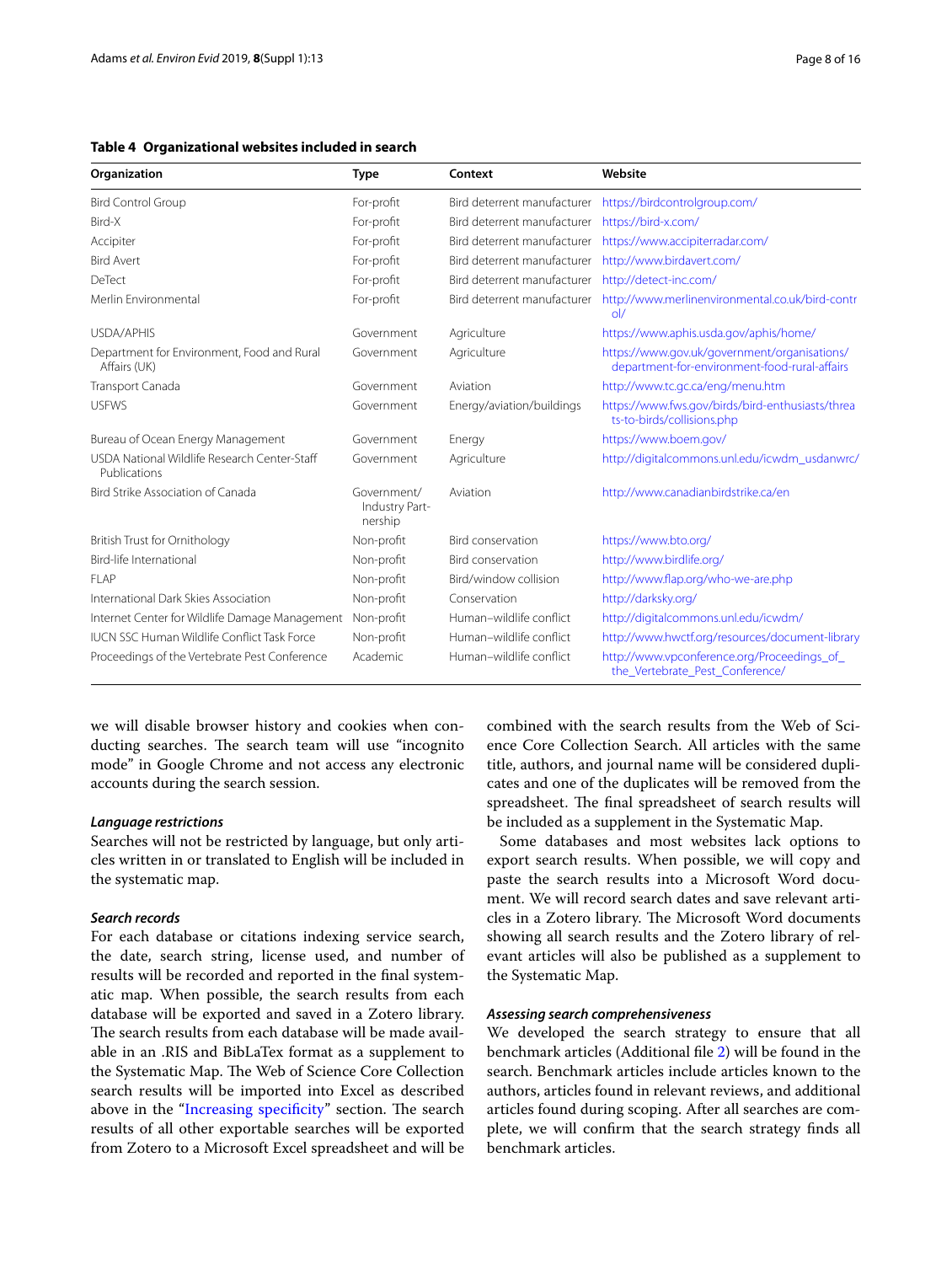**Table 4 Organizational websites included in search**

| Organization | Type | Context | Website |
|---|---|---|---|
| Bird Control Group | For-profit | Bird deterrent manufacturer | https://birdcontrolgroup.com/ |
| Bird-X | For-profit | Bird deterrent manufacturer | https://bird-x.com/ |
| Accipiter | For-profit | Bird deterrent manufacturer | https://www.accipiterradar.com/ |
| Bird Avert | For-profit | Bird deterrent manufacturer | http://www.birdavert.com/ |
| DeTect | For-profit | Bird deterrent manufacturer | http://detect-inc.com/ |
| Merlin Environmental | For-profit | Bird deterrent manufacturer | http://www.merlinenvironmental.co.uk/bird-control/ |
| USDA/APHIS | Government | Agriculture | https://www.aphis.usda.gov/aphis/home/ |
| Department for Environment, Food and Rural Affairs (UK) | Government | Agriculture | https://www.gov.uk/government/organisations/department-for-environment-food-rural-affairs |
| Transport Canada | Government | Aviation | http://www.tc.gc.ca/eng/menu.htm |
| USFWS | Government | Energy/aviation/buildings | https://www.fws.gov/birds/bird-enthusiasts/threats-to-birds/collisions.php |
| Bureau of Ocean Energy Management | Government | Energy | https://www.boem.gov/ |
| USDA National Wildlife Research Center-Staff Publications | Government | Agriculture | http://digitalcommons.unl.edu/icwdm_usdanwrc/ |
| Bird Strike Association of Canada | Government/Industry Partnership | Aviation | http://www.canadianbirdstrike.ca/en |
| British Trust for Ornithology | Non-profit | Bird conservation | https://www.bto.org/ |
| Bird-life International | Non-profit | Bird conservation | http://www.birdlife.org/ |
| FLAP | Non-profit | Bird/window collision | http://www.flap.org/who-we-are.php |
| International Dark Skies Association | Non-profit | Conservation | http://darksky.org/ |
| Internet Center for Wildlife Damage Management | Non-profit | Human–wildlife conflict | http://digitalcommons.unl.edu/icwdm/ |
| IUCN SSC Human Wildlife Conflict Task Force | Non-profit | Human–wildlife conflict | http://www.hwctf.org/resources/document-library |
| Proceedings of the Vertebrate Pest Conference | Academic | Human–wildlife conflict | http://www.vpconference.org/Proceedings_of_the_Vertebrate_Pest_Conference/ |

we will disable browser history and cookies when conducting searches. The search team will use "incognito mode" in Google Chrome and not access any electronic accounts during the search session.

#### *Language restrictions*

Searches will not be restricted by language, but only articles written in or translated to English will be included in the systematic map.

#### *Search records*

For each database or citations indexing service search, the date, search string, license used, and number of results will be recorded and reported in the final systematic map. When possible, the search results from each database will be exported and saved in a Zotero library. The search results from each database will be made available in an .RIS and BibLaTex format as a supplement to the Systematic Map. The Web of Science Core Collection search results will be imported into Excel as described above in the "Increasing specificity" section. The search results of all other exportable searches will be exported from Zotero to a Microsoft Excel spreadsheet and will be combined with the search results from the Web of Science Core Collection Search. All articles with the same title, authors, and journal name will be considered duplicates and one of the duplicates will be removed from the spreadsheet. The final spreadsheet of search results will be included as a supplement in the Systematic Map.

Some databases and most websites lack options to export search results. When possible, we will copy and paste the search results into a Microsoft Word document. We will record search dates and save relevant articles in a Zotero library. The Microsoft Word documents showing all search results and the Zotero library of relevant articles will also be published as a supplement to the Systematic Map.

#### *Assessing search comprehensiveness*

We developed the search strategy to ensure that all benchmark articles (Additional file 2) will be found in the search. Benchmark articles include articles known to the authors, articles found in relevant reviews, and additional articles found during scoping. After all searches are complete, we will confirm that the search strategy finds all benchmark articles.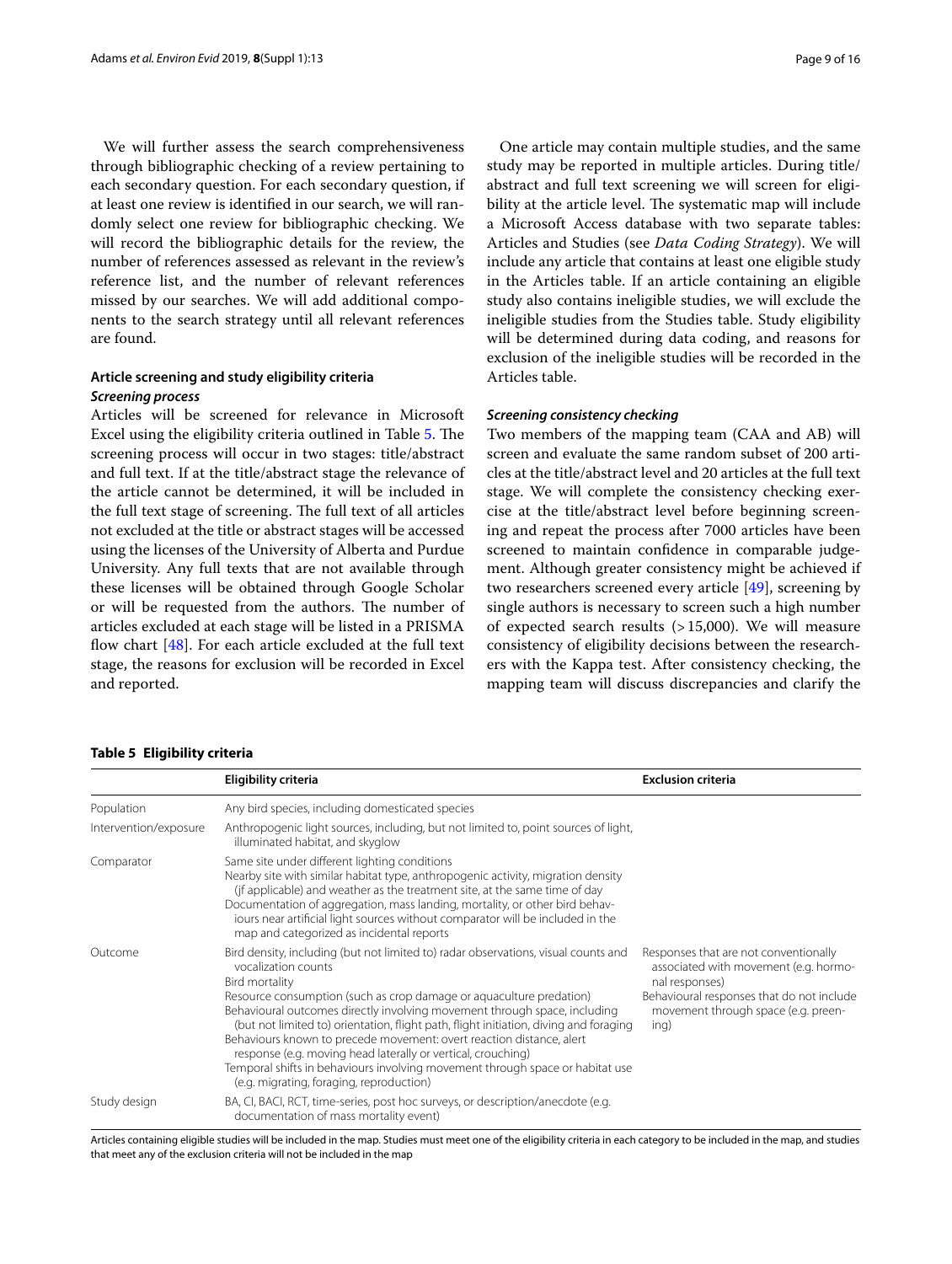We will further assess the search comprehensiveness through bibliographic checking of a review pertaining to each secondary question. For each secondary question, if at least one review is identified in our search, we will randomly select one review for bibliographic checking. We will record the bibliographic details for the review, the number of references assessed as relevant in the review's reference list, and the number of relevant references missed by our searches. We will add additional components to the search strategy until all relevant references are found.

## Article screening and study eligibility criteria

### *Screening process*

Articles will be screened for relevance in Microsoft Excel using the eligibility criteria outlined in Table 5. The screening process will occur in two stages: title/abstract and full text. If at the title/abstract stage the relevance of the article cannot be determined, it will be included in the full text stage of screening. The full text of all articles not excluded at the title or abstract stages will be accessed using the licenses of the University of Alberta and Purdue University. Any full texts that are not available through these licenses will be obtained through Google Scholar or will be requested from the authors. The number of articles excluded at each stage will be listed in a PRISMA flow chart [48]. For each article excluded at the full text stage, the reasons for exclusion will be recorded in Excel and reported.

One article may contain multiple studies, and the same study may be reported in multiple articles. During title/abstract and full text screening we will screen for eligibility at the article level. The systematic map will include a Microsoft Access database with two separate tables: Articles and Studies (see *Data Coding Strategy*). We will include any article that contains at least one eligible study in the Articles table. If an article containing an eligible study also contains ineligible studies, we will exclude the ineligible studies from the Studies table. Study eligibility will be determined during data coding, and reasons for exclusion of the ineligible studies will be recorded in the Articles table.

### *Screening consistency checking*

Two members of the mapping team (CAA and AB) will screen and evaluate the same random subset of 200 articles at the title/abstract level and 20 articles at the full text stage. We will complete the consistency checking exercise at the title/abstract level before beginning screening and repeat the process after 7000 articles have been screened to maintain confidence in comparable judgement. Although greater consistency might be achieved if two researchers screened every article [49], screening by single authors is necessary to screen such a high number of expected search results (> 15,000). We will measure consistency of eligibility decisions between the researchers with the Kappa test. After consistency checking, the mapping team will discuss discrepancies and clarify the

**Table 5 Eligibility criteria**

| | Eligibility criteria | Exclusion criteria |
|---|---|---|
| Population | Any bird species, including domesticated species | |
| Intervention/exposure | Anthropogenic light sources, including, but not limited to, point sources of light, illuminated habitat, and skyglow | |
| Comparator | Same site under different lighting conditions<br>Nearby site with similar habitat type, anthropogenic activity, migration density (if applicable) and weather as the treatment site, at the same time of day<br>Documentation of aggregation, mass landing, mortality, or other bird behaviours near artificial light sources without comparator will be included in the map and categorized as incidental reports | |
| Outcome | Bird density, including (but not limited to) radar observations, visual counts and vocalization counts<br>Bird mortality<br>Resource consumption (such as crop damage or aquaculture predation)<br>Behavioural outcomes directly involving movement through space, including (but not limited to) orientation, flight path, flight initiation, diving and foraging<br>Behaviours known to precede movement: overt reaction distance, alert response (e.g. moving head laterally or vertical, crouching)<br>Temporal shifts in behaviours involving movement through space or habitat use (e.g. migrating, foraging, reproduction) | Responses that are not conventionally associated with movement (e.g. hormonal responses)<br>Behavioural responses that do not include movement through space (e.g. preening) |
| Study design | BA, CI, BACI, RCT, time-series, post hoc surveys, or description/anecdote (e.g. documentation of mass mortality event) | |

Articles containing eligible studies will be included in the map. Studies must meet one of the eligibility criteria in each category to be included in the map, and studies that meet any of the exclusion criteria will not be included in the map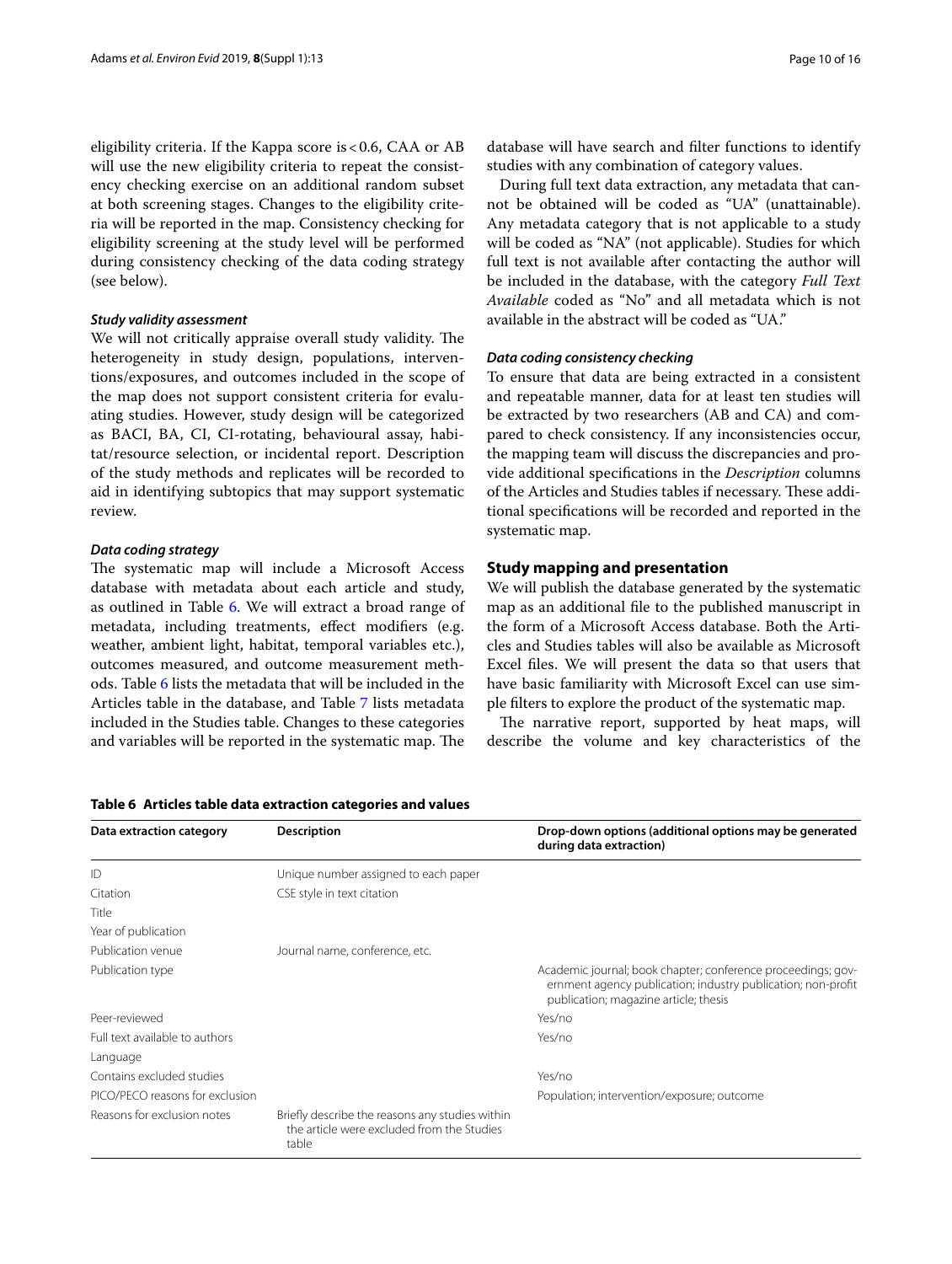eligibility criteria. If the Kappa score is < 0.6, CAA or AB will use the new eligibility criteria to repeat the consistency checking exercise on an additional random subset at both screening stages. Changes to the eligibility criteria will be reported in the map. Consistency checking for eligibility screening at the study level will be performed during consistency checking of the data coding strategy (see below).

#### *Study validity assessment*

We will not critically appraise overall study validity. The heterogeneity in study design, populations, interventions/exposures, and outcomes included in the scope of the map does not support consistent criteria for evaluating studies. However, study design will be categorized as BACI, BA, CI, CI-rotating, behavioural assay, habitat/resource selection, or incidental report. Description of the study methods and replicates will be recorded to aid in identifying subtopics that may support systematic review.

#### *Data coding strategy*

The systematic map will include a Microsoft Access database with metadata about each article and study, as outlined in Table 6. We will extract a broad range of metadata, including treatments, effect modifiers (e.g. weather, ambient light, habitat, temporal variables etc.), outcomes measured, and outcome measurement methods. Table 6 lists the metadata that will be included in the Articles table in the database, and Table 7 lists metadata included in the Studies table. Changes to these categories and variables will be reported in the systematic map. The database will have search and filter functions to identify studies with any combination of category values.

During full text data extraction, any metadata that cannot be obtained will be coded as "UA" (unattainable). Any metadata category that is not applicable to a study will be coded as "NA" (not applicable). Studies for which full text is not available after contacting the author will be included in the database, with the category *Full Text Available* coded as "No" and all metadata which is not available in the abstract will be coded as "UA."

#### *Data coding consistency checking*

To ensure that data are being extracted in a consistent and repeatable manner, data for at least ten studies will be extracted by two researchers (AB and CA) and compared to check consistency. If any inconsistencies occur, the mapping team will discuss the discrepancies and provide additional specifications in the *Description* columns of the Articles and Studies tables if necessary. These additional specifications will be recorded and reported in the systematic map.

### Study mapping and presentation

We will publish the database generated by the systematic map as an additional file to the published manuscript in the form of a Microsoft Access database. Both the Articles and Studies tables will also be available as Microsoft Excel files. We will present the data so that users that have basic familiarity with Microsoft Excel can use simple filters to explore the product of the systematic map.

The narrative report, supported by heat maps, will describe the volume and key characteristics of the

**Table 6 Articles table data extraction categories and values**

| Data extraction category | Description | Drop-down options (additional options may be generated during data extraction) |
|---|---|---|
| ID | Unique number assigned to each paper | |
| Citation | CSE style in text citation | |
| Title | | |
| Year of publication | | |
| Publication venue | Journal name, conference, etc. | |
| Publication type | | Academic journal; book chapter; conference proceedings; government agency publication; industry publication; non-profit publication; magazine article; thesis |
| Peer-reviewed | | Yes/no |
| Full text available to authors | | Yes/no |
| Language | | |
| Contains excluded studies | | Yes/no |
| PICO/PECO reasons for exclusion | | Population; intervention/exposure; outcome |
| Reasons for exclusion notes | Briefly describe the reasons any studies within the article were excluded from the Studies table | |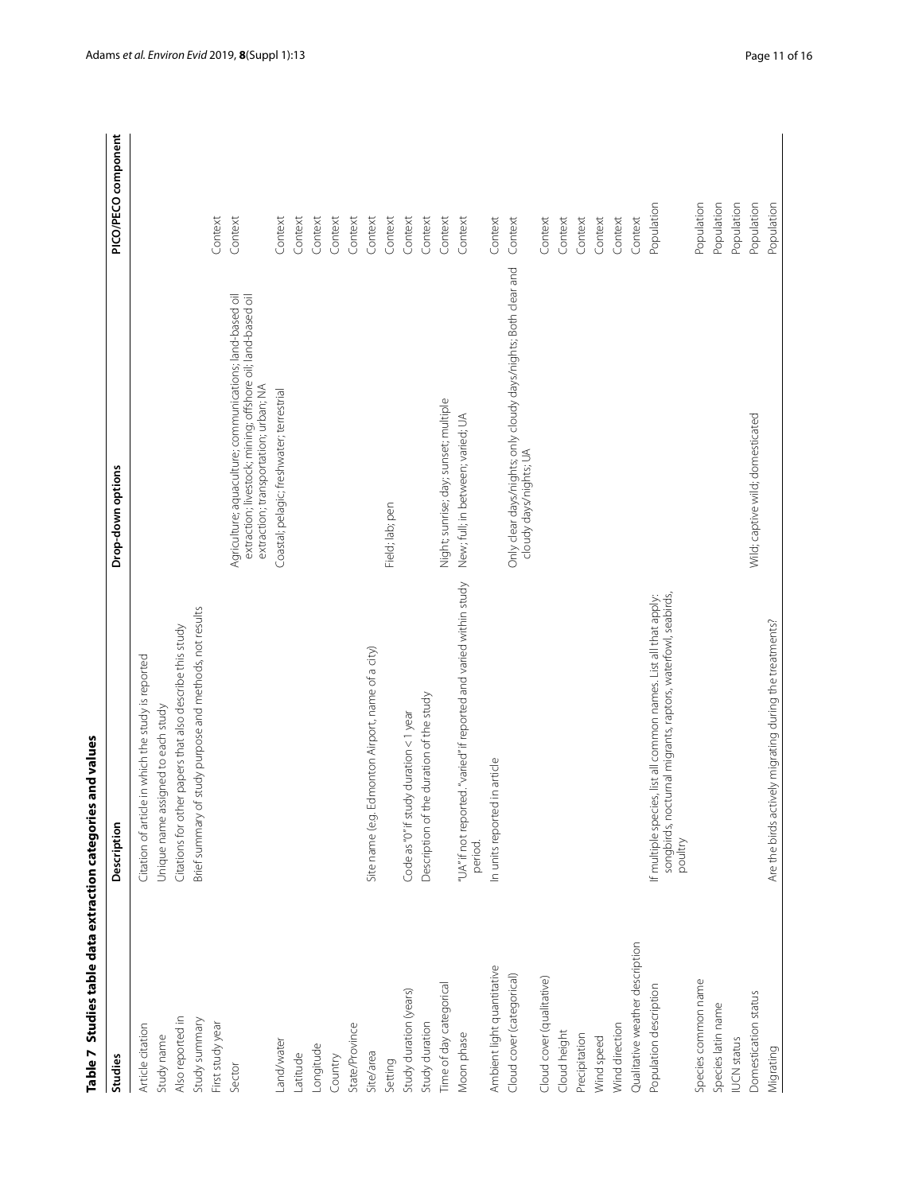**Table 7 Studies table data extraction categories and values**

| Studies | Description | Drop-down options | PICO/PECO component |
|---|---|---|---|
| Article citation | Citation of article in which the study is reported | | |
| Study name | Unique name assigned to each study | | |
| Also reported in | Citations for other papers that also describe this study | | |
| Study summary | Brief summary of study purpose and methods, not results | | |
| First study year | | | Context |
| Sector | | Agriculture; aquaculture; communications; land-based oil extraction; livestock; mining; offshore oil; land-based oil extraction; transportation; urban; NA | Context |
| Land/water | | Coastal; pelagic; freshwater; terrestrial | Context |
| Latitude | | | Context |
| Longitude | | | Context |
| Country | | | Context |
| State/Province | | | Context |
| Site/area | Site name (e.g. Edmonton Airport, name of a city) | | Context |
| Setting | | Field; lab; pen | Context |
| Study duration (years) | Code as "0" if study duration < 1 year | | Context |
| Study duration | Description of the duration of the study | | Context |
| Time of day categorical | | Night; sunrise; day; sunset; multiple | Context |
| Moon phase | "UA" if not reported. "varied" if reported and varied within study period. | New; full; in between; varied; UA | Context |
| Ambient light quantitative | In units reported in article | | Context |
| Cloud cover (categorical) | | Only clear days/nights; only cloudy days/nights; Both clear and cloudy days/nights; UA | Context |
| Cloud cover (qualitative) | | | Context |
| Cloud height | | | Context |
| Precipitation | | | Context |
| Wind speed | | | Context |
| Wind direction | | | Context |
| Qualitative weather description | | | Context |
| Population description | If multiple species, list all common names. List all that apply: songbirds, nocturnal migrants, raptors, waterfowl, seabirds, poultry | | Population |
| Species common name | | | Population |
| Species latin name | | | Population |
| IUCN status | | | Population |
| Domestication status | | Wild; captive wild; domesticated | Population |
| Migrating | Are the birds actively migrating during the treatments? | | Population |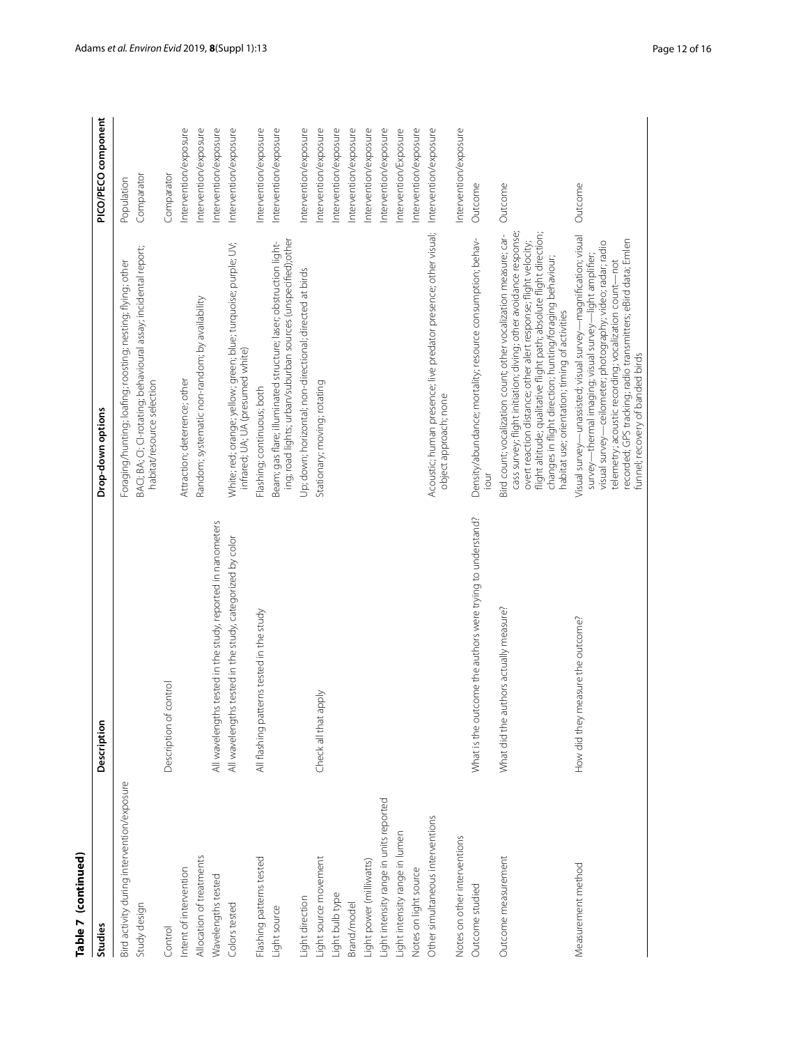**Table 7 (continued)**

| Studies | Description | Drop-down options | PICO/PECO component |
|---|---|---|---|
| Bird activity during intervention/exposure | | Foraging/hunting; loafing; roosting; nesting; flying; other | Population |
| Study design | | BACI; BA; CI; CI-rotating; behavioural assay; incidental report; habitat/resource selection | Comparator |
| Control | Description of control | | Comparator |
| Intent of intervention | | Attraction; deterrence; other | Intervention/exposure |
| Allocation of treatments | | Random; systematic non-random; by availability | Intervention/exposure |
| Wavelengths tested | All wavelengths tested in the study reported in nanometers | | Intervention/exposure |
| Colors tested | All wavelengths tested in the study, categorized by color | White; red; orange; yellow; green; blue; turquoise; purple; UV; infrared; UA; UA (presumed white) | Intervention/exposure |
| Flashing patterns tested | All flashing patterns tested in the study | Flashing; continuous; both | Intervention/exposure |
| Light source | | Beam; gas flare; illuminated structure; laser; obstruction lighting; road lights; urban/suburban sources (unspecified);other | Intervention/exposure |
| Light direction | | Up; down; horizontal; non-directional; directed at birds | Intervention/exposure |
| Light source movement | Check all that apply | Stationary; moving; rotating | Intervention/exposure |
| Light bulb type | | | Intervention/exposure |
| Brand/model | | | Intervention/exposure |
| Light power (milliwatts) | | | Intervention/exposure |
| Light intensity range in units reported | | | Intervention/exposure |
| Light intensity range in lumen | | | Intervention/Exposure |
| Notes on light source | | | Intervention/exposure |
| Other simultaneous interventions | | Acoustic; human presence; live predator presence; other visual; object approach; none | Intervention/exposure |
| Notes on other interventions | | | Intervention/exposure |
| Outcome studied | What is the outcome the authors were trying to understand? | Density/abundance; mortality; resource consumption; behaviour | Outcome |
| Outcome measurement | What did the authors actually measure? | Bird count; vocalization count; other vocalization measure; carcass survey; flight initiation; diving; other avoidance response; overt reaction distance; other alert response; flight velocity; flight altitude; qualitative flight path; absolute flight direction; changes in flight direction; hunting/foraging behaviour; habitat use; orientation; timing of activities | Outcome |
| Measurement method | How did they measure the outcome? | Visual survey—unassisted; visual survey—magnification; visual survey—thermal imaging; visual survey—light amplifier; visual survey—ceilometer; photography; video; radar; radio telemetry; acoustic recording; vocalization count—not recorded; GPS tracking; radio transmitters; eBird data; Emlen funnel; recovery of banded birds | Outcome |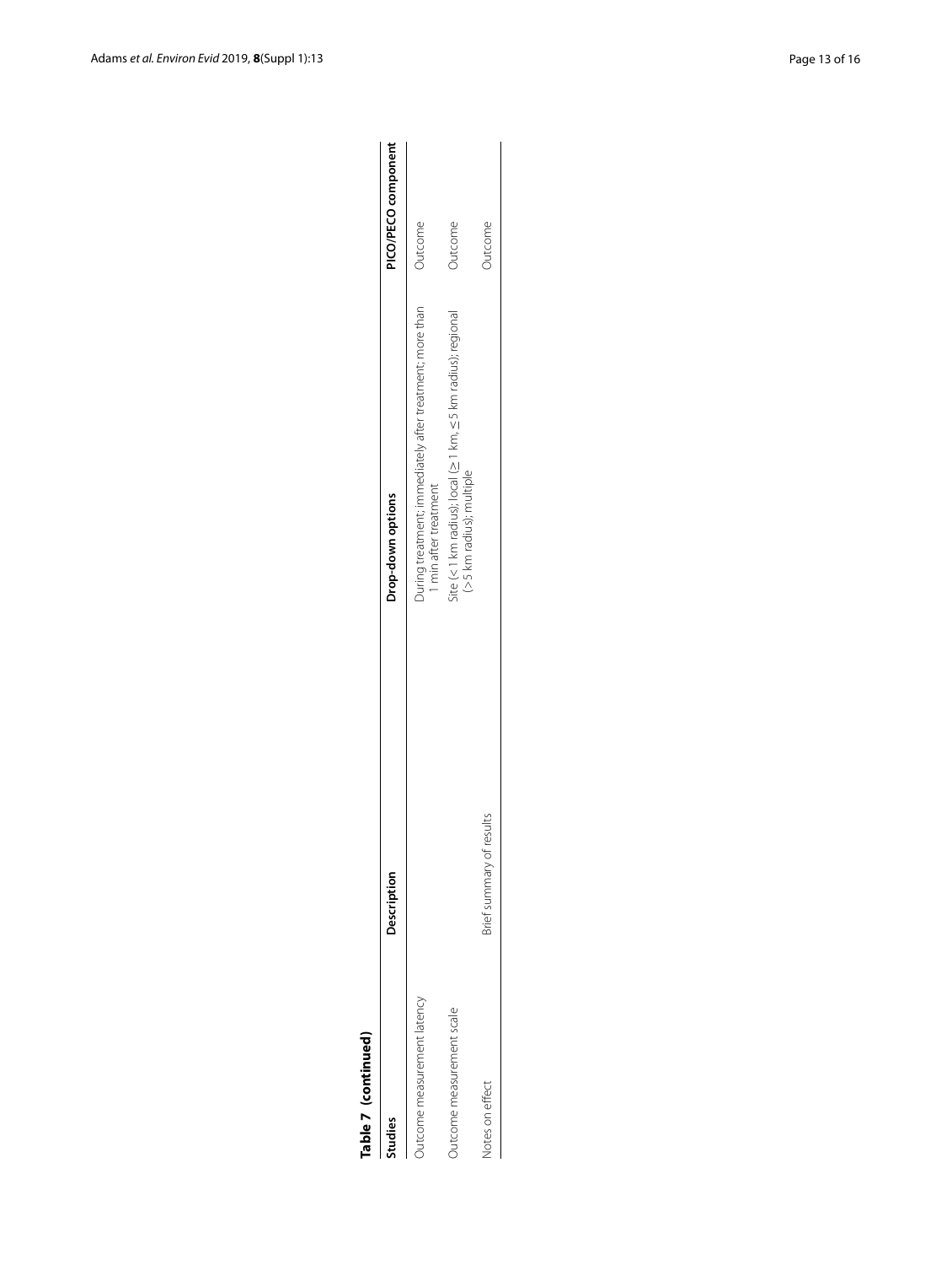**Table 7 (continued)**

| Studies | Description | Drop-down options | PICO/PECO component |
|---|---|---|---|
| Outcome measurement latency | | During treatment; immediately after treatment; more than 1 min after treatment | Outcome |
| Outcome measurement scale | | Site (<1 km radius); local (≥1 km, ≤5 km radius); regional (>5 km radius); multiple | Outcome |
| Notes on effect | Brief summary of results | | Outcome |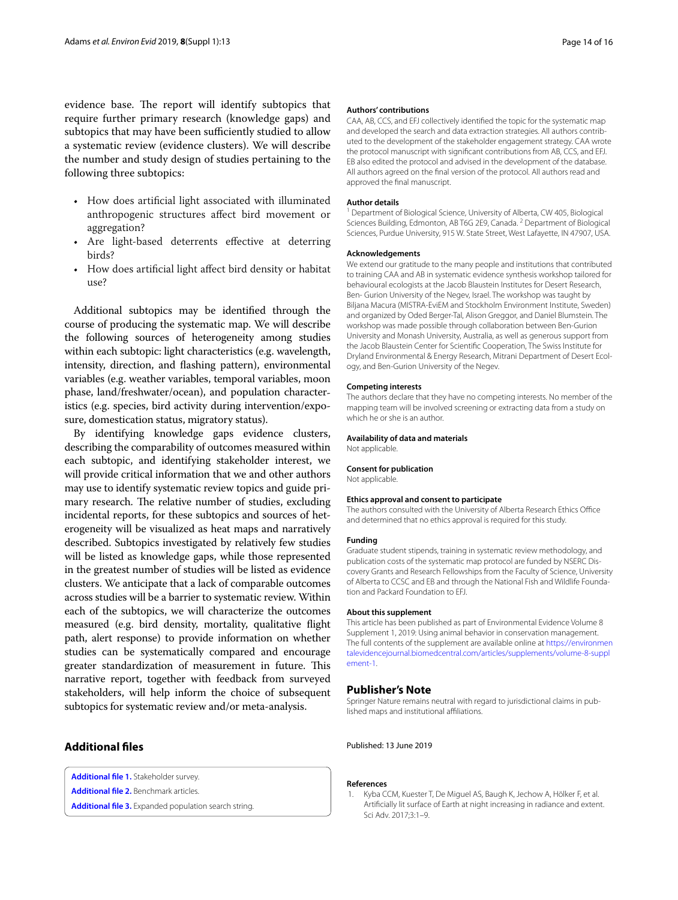evidence base. The report will identify subtopics that require further primary research (knowledge gaps) and subtopics that may have been sufficiently studied to allow a systematic review (evidence clusters). We will describe the number and study design of studies pertaining to the following three subtopics:

- How does artificial light associated with illuminated anthropogenic structures affect bird movement or aggregation?
- Are light-based deterrents effective at deterring birds?
- How does artificial light affect bird density or habitat use?

Additional subtopics may be identified through the course of producing the systematic map. We will describe the following sources of heterogeneity among studies within each subtopic: light characteristics (e.g. wavelength, intensity, direction, and flashing pattern), environmental variables (e.g. weather variables, temporal variables, moon phase, land/freshwater/ocean), and population characteristics (e.g. species, bird activity during intervention/exposure, domestication status, migratory status).

By identifying knowledge gaps evidence clusters, describing the comparability of outcomes measured within each subtopic, and identifying stakeholder interest, we will provide critical information that we and other authors may use to identify systematic review topics and guide primary research. The relative number of studies, excluding incidental reports, for these subtopics and sources of heterogeneity will be visualized as heat maps and narratively described. Subtopics investigated by relatively few studies will be listed as knowledge gaps, while those represented in the greatest number of studies will be listed as evidence clusters. We anticipate that a lack of comparable outcomes across studies will be a barrier to systematic review. Within each of the subtopics, we will characterize the outcomes measured (e.g. bird density, mortality, qualitative flight path, alert response) to provide information on whether studies can be systematically compared and encourage greater standardization of measurement in future. This narrative report, together with feedback from surveyed stakeholders, will help inform the choice of subsequent subtopics for systematic review and/or meta-analysis.

## Additional files

**Additional file 1.** Stakeholder survey.
**Additional file 2.** Benchmark articles.
**Additional file 3.** Expanded population search string.

#### Authors' contributions

CAA, AB, CCS, and EFJ collectively identified the topic for the systematic map and developed the search and data extraction strategies. All authors contributed to the development of the stakeholder engagement strategy. CAA wrote the protocol manuscript with significant contributions from AB, CCS, and EFJ. EB also edited the protocol and advised in the development of the database. All authors agreed on the final version of the protocol. All authors read and approved the final manuscript.

#### Author details

[1] Department of Biological Science, University of Alberta, CW 405, Biological Sciences Building, Edmonton, AB T6G 2E9, Canada. [2] Department of Biological Sciences, Purdue University, 915 W. State Street, West Lafayette, IN 47907, USA.

#### Acknowledgements

We extend our gratitude to the many people and institutions that contributed to training CAA and AB in systematic evidence synthesis workshop tailored for behavioural ecologists at the Jacob Blaustein Institutes for Desert Research, Ben- Gurion University of the Negev, Israel. The workshop was taught by Biljana Macura (MISTRA-EviEM and Stockholm Environment Institute, Sweden) and organized by Oded Berger-Tal, Alison Greggor, and Daniel Blumstein. The workshop was made possible through collaboration between Ben-Gurion University and Monash University, Australia, as well as generous support from the Jacob Blaustein Center for Scientific Cooperation, The Swiss Institute for Dryland Environmental & Energy Research, Mitrani Department of Desert Ecology, and Ben-Gurion University of the Negev.

#### Competing interests

The authors declare that they have no competing interests. No member of the mapping team will be involved screening or extracting data from a study on which he or she is an author.

#### Availability of data and materials

Not applicable.

#### Consent for publication

Not applicable.

#### Ethics approval and consent to participate

The authors consulted with the University of Alberta Research Ethics Office and determined that no ethics approval is required for this study.

#### Funding

Graduate student stipends, training in systematic review methodology, and publication costs of the systematic map protocol are funded by NSERC Discovery Grants and Research Fellowships from the Faculty of Science, University of Alberta to CCSC and EB and through the National Fish and Wildlife Foundation and Packard Foundation to EFJ.

#### About this supplement

This article has been published as part of Environmental Evidence Volume 8 Supplement 1, 2019: Using animal behavior in conservation management. The full contents of the supplement are available online at https://environmentalevidencejournal.biomedcentral.com/articles/supplements/volume-8-supplement-1.

## Publisher's Note

Springer Nature remains neutral with regard to jurisdictional claims in published maps and institutional affiliations.

Published: 13 June 2019

#### References

1. Kyba CCM, Kuester T, De Miguel AS, Baugh K, Jechow A, Hölker F, et al. Artificially lit surface of Earth at night increasing in radiance and extent. Sci Adv. 2017;3:1–9.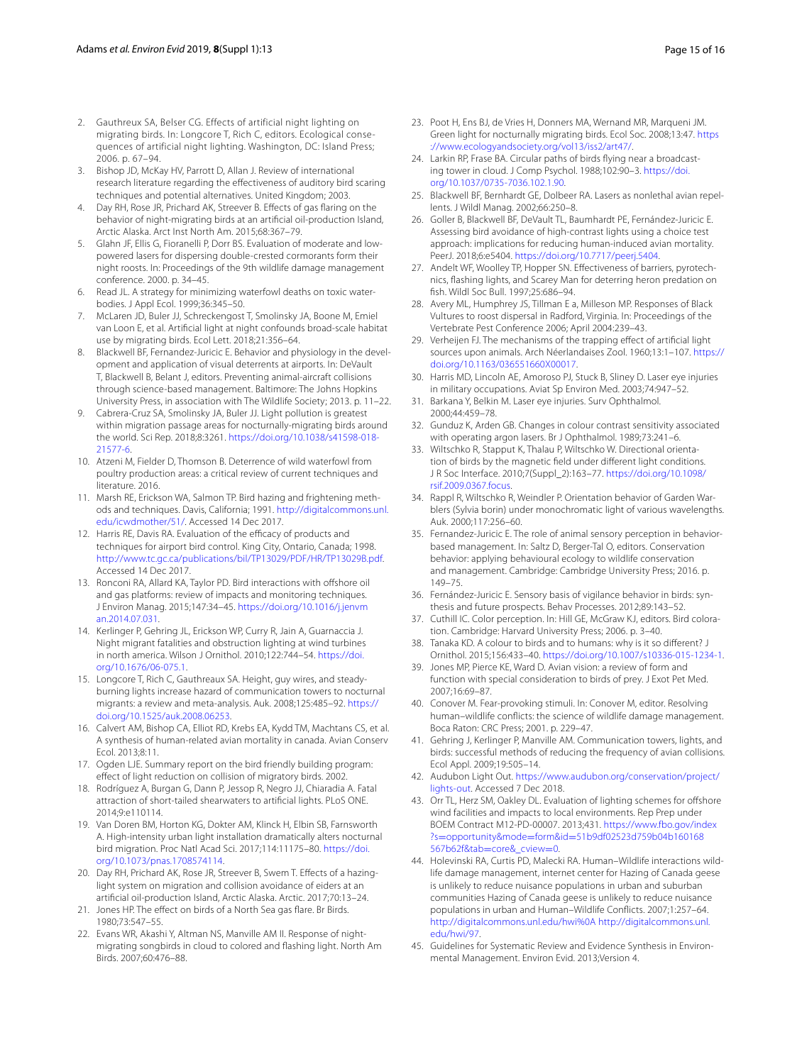2. Gauthreaux SA, Belser CG. Effects of artificial night lighting on migrating birds. In: Longcore T, Rich C, editors. Ecological consequences of artificial night lighting. Washington, DC: Island Press; 2006. p. 67–94.
3. Bishop JD, McKay HV, Parrott D, Allan J. Review of international research literature regarding the effectiveness of auditory bird scaring techniques and potential alternatives. United Kingdom; 2003.
4. Day RH, Rose JR, Prichard AK, Streever B. Effects of gas flaring on the behavior of night-migrating birds at an artificial oil-production Island, Arctic Alaska. Arct Inst North Am. 2015;68:367–79.
5. Glahn JF, Ellis G, Fioranelli P, Dorr BS. Evaluation of moderate and low-powered lasers for dispersing double-crested cormorants form their night roosts. In: Proceedings of the 9th wildlife damage management conference. 2000. p. 34–45.
6. Read JL. A strategy for minimizing waterfowl deaths on toxic waterbodies. J Appl Ecol. 1999;36:345–50.
7. McLaren JD, Buler JJ, Schreckengost T, Smolinsky JA, Boone M, Emiel van Loon E, et al. Artificial light at night confounds broad-scale habitat use by migrating birds. Ecol Lett. 2018;21:356–64.
8. Blackwell BF, Fernandez-Juricic E. Behavior and physiology in the development and application of visual deterrents at airports. In: DeVault T, Blackwell B, Belant J, editors. Preventing animal-aircraft collisions through science-based management. Baltimore: The Johns Hopkins University Press, in association with The Wildlife Society; 2013. p. 11–22.
9. Cabrera-Cruz SA, Smolinsky JA, Buler JJ. Light pollution is greatest within migration passage areas for nocturnally-migrating birds around the world. Sci Rep. 2018;8:3261. https://doi.org/10.1038/s41598-018-21577-6.
10. Atzeni M, Fielder D, Thomson B. Deterrence of wild waterfowl from poultry production areas: a critical review of current techniques and literature. 2016.
11. Marsh RE, Erickson WA, Salmon TP. Bird hazing and frightening methods and techniques. Davis, California; 1991. http://digitalcommons.unl.edu/icwdmother/51/. Accessed 14 Dec 2017.
12. Harris RE, Davis RA. Evaluation of the efficacy of products and techniques for airport bird control. King City, Ontario, Canada; 1998. http://www.tc.gc.ca/publications/bil/TP13029/PDF/HR/TP13029B.pdf. Accessed 14 Dec 2017.
13. Ronconi RA, Allard KA, Taylor PD. Bird interactions with offshore oil and gas platforms: review of impacts and monitoring techniques. J Environ Manag. 2015;147:34–45. https://doi.org/10.1016/j.jenvman.2014.07.031.
14. Kerlinger P, Gehring JL, Erickson WP, Curry R, Jain A, Guarnaccia J. Night migrant fatalities and obstruction lighting at wind turbines in north america. Wilson J Ornithol. 2010;122:744–54. https://doi.org/10.1676/06-075.1.
15. Longcore T, Rich C, Gauthreaux SA. Height, guy wires, and steady-burning lights increase hazard of communication towers to nocturnal migrants: a review and meta-analysis. Auk. 2008;125:485–92. https://doi.org/10.1525/auk.2008.06253.
16. Calvert AM, Bishop CA, Elliot RD, Krebs EA, Kydd TM, Machtans CS, et al. A synthesis of human-related avian mortality in canada. Avian Conserv Ecol. 2013;8:11.
17. Ogden LJE. Summary report on the bird friendly building program: effect of light reduction on collision of migratory birds. 2002.
18. Rodríguez A, Burgan G, Dann P, Jessop R, Negro JJ, Chiaradia A. Fatal attraction of short-tailed shearwaters to artificial lights. PLoS ONE. 2014;9:e110114.
19. Van Doren BM, Horton KG, Dokter AM, Klinck H, Elbin SB, Farnsworth A. High-intensity urban light installation dramatically alters nocturnal bird migration. Proc Natl Acad Sci. 2017;114:11175–80. https://doi.org/10.1073/pnas.1708574114.
20. Day RH, Prichard AK, Rose JR, Streever B, Swem T. Effects of a hazing-light system on migration and collision avoidance of eiders at an artificial oil-production Island, Arctic Alaska. Arctic. 2017;70:13–24.
21. Jones HP. The effect on birds of a North Sea gas flare. Br Birds. 1980;73:547–55.
22. Evans WR, Akashi Y, Altman NS, Manville AM II. Response of night-migrating songbirds in cloud to colored and flashing light. North Am Birds. 2007;60:476–88.
23. Poot H, Ens BJ, de Vries H, Donners MA, Wernand MR, Marqueni JM. Green light for nocturnally migrating birds. Ecol Soc. 2008;13:47. https://www.ecologyandsociety.org/vol13/iss2/art47/.
24. Larkin RP, Frase BA. Circular paths of birds flying near a broadcasting tower in cloud. J Comp Psychol. 1988;102:90–3. https://doi.org/10.1037/0735-7036.102.1.90.
25. Blackwell BF, Bernhardt GE, Dolbeer RA. Lasers as nonlethal avian repellents. J Wildl Manag. 2002;66:250–8.
26. Goller B, Blackwell BF, DeVault TL, Baumhardt PE, Fernández-Juricic E. Assessing bird avoidance of high-contrast lights using a choice test approach: implications for reducing human-induced avian mortality. PeerJ. 2018;6:e5404. https://doi.org/10.7717/peerj.5404.
27. Andelt WF, Woolley TP, Hopper SN. Effectiveness of barriers, pyrotechnics, flashing lights, and Scarey Man for deterring heron predation on fish. Wildl Soc Bull. 1997;25:686–94.
28. Avery ML, Humphrey JS, Tillman E a, Milleson MP. Responses of Black Vultures to roost dispersal in Radford, Virginia. In: Proceedings of the Vertebrate Pest Conference 2006; April 2004:239–43.
29. Verheijen FJ. The mechanisms of the trapping effect of artificial light sources upon animals. Arch Néerlandaises Zool. 1960;13:1–107. https://doi.org/10.1163/036551660X00017.
30. Harris MD, Lincoln AE, Amoroso PJ, Stuck B, Sliney D. Laser eye injuries in military occupations. Aviat Sp Environ Med. 2003;74:947–52.
31. Barkana Y, Belkin M. Laser eye injuries. Surv Ophthalmol. 2000;44:459–78.
32. Gunduz K, Arden GB. Changes in colour contrast sensitivity associated with operating argon lasers. Br J Ophthalmol. 1989;73:241–6.
33. Wiltschko R, Stapput K, Thalau P, Wiltschko W. Directional orientation of birds by the magnetic field under different light conditions. J R Soc Interface. 2010;7(Suppl_2):163–77. https://doi.org/10.1098/rsif.2009.0367.focus.
34. Rappl R, Wiltschko R, Weindler P. Orientation behavior of Garden Warblers (Sylvia borin) under monochromatic light of various wavelengths. Auk. 2000;117:256–60.
35. Fernandez-Juricic E. The role of animal sensory perception in behavior-based management. In: Saltz D, Berger-Tal O, editors. Conservation behavior: applying behavioural ecology to wildlife conservation and management. Cambridge: Cambridge University Press; 2016. p. 149–75.
36. Fernández-Juricic E. Sensory basis of vigilance behavior in birds: synthesis and future prospects. Behav Processes. 2012;89:143–52.
37. Cuthill IC. Color perception. In: Hill GE, McGraw KJ, editors. Bird coloration. Cambridge: Harvard University Press; 2006. p. 3–40.
38. Tanaka KD. A colour to birds and to humans: why is it so different? J Ornithol. 2015;156:433–40. https://doi.org/10.1007/s10336-015-1234-1.
39. Jones MP, Pierce KE, Ward D. Avian vision: a review of form and function with special consideration to birds of prey. J Exot Pet Med. 2007;16:69–87.
40. Conover M. Fear-provoking stimuli. In: Conover M, editor. Resolving human–wildlife conflicts: the science of wildlife damage management. Boca Raton: CRC Press; 2001. p. 229–47.
41. Gehring J, Kerlinger P, Manville AM. Communication towers, lights, and birds: successful methods of reducing the frequency of avian collisions. Ecol Appl. 2009;19:505–14.
42. Audubon Light Out. https://www.audubon.org/conservation/project/lights-out. Accessed 7 Dec 2018.
43. Orr TL, Herz SM, Oakley DL. Evaluation of lighting schemes for offshore wind facilities and impacts to local environments. Rep Prep under BOEM Contract M12-PD-00007. 2013;431. https://www.fbo.gov/index?s=opportunity&mode=form&id=51b9df02523d759b04b160168567b62f&tab=core&_cview=0.
44. Holevinski RA, Curtis PD, Malecki RA. Human–Wildlife interactions wildlife damage management, internet center for Hazing of Canada geese is unlikely to reduce nuisance populations in urban and suburban communities Hazing of Canada geese is unlikely to reduce nuisance populations in urban and Human–Wildlife Conflicts. 2007;1:257–64. http://digitalcommons.unl.edu/hwi%0A http://digitalcommons.unl.edu/hwi/97.
45. Guidelines for Systematic Review and Evidence Synthesis in Environmental Management. Environ Evid. 2013;Version 4.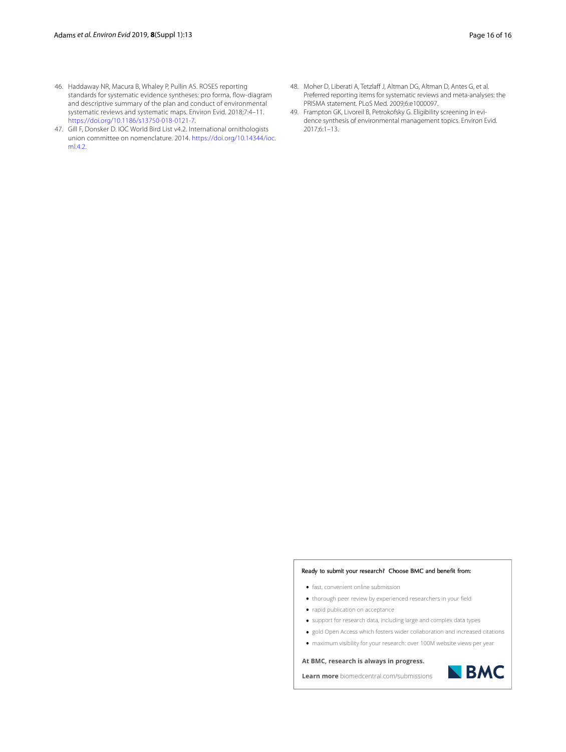46. Haddaway NR, Macura B, Whaley P, Pullin AS. ROSES reporting standards for systematic evidence syntheses: pro forma, flow-diagram and descriptive summary of the plan and conduct of environmental systematic reviews and systematic maps. Environ Evid. 2018;7:4–11. https://doi.org/10.1186/s13750-018-0121-7.
47. Gill F, Donsker D. IOC World Bird List v4.2. International ornithologists union committee on nomenclature. 2014. https://doi.org/10.14344/ioc.ml.4.2.
48. Moher D, Liberati A, Tetzlaff J, Altman DG, Altman D, Antes G, et al. Preferred reporting items for systematic reviews and meta-analyses: the PRISMA statement. PLoS Med. 2009;6:e1000097.
49. Frampton GK, Livoreil B, Petrokofsky G. Eligibility screening in evidence synthesis of environmental management topics. Environ Evid. 2017;6:1–13.

Ready to submit your research? Choose BMC and benefit from:

- fast, convenient online submission
- thorough peer review by experienced researchers in your field
- rapid publication on acceptance
- support for research data, including large and complex data types
- gold Open Access which fosters wider collaboration and increased citations
- maximum visibility for your research: over 100M website views per year

**At BMC, research is always in progress.**

**Learn more** biomedcentral.com/submissions

BMC